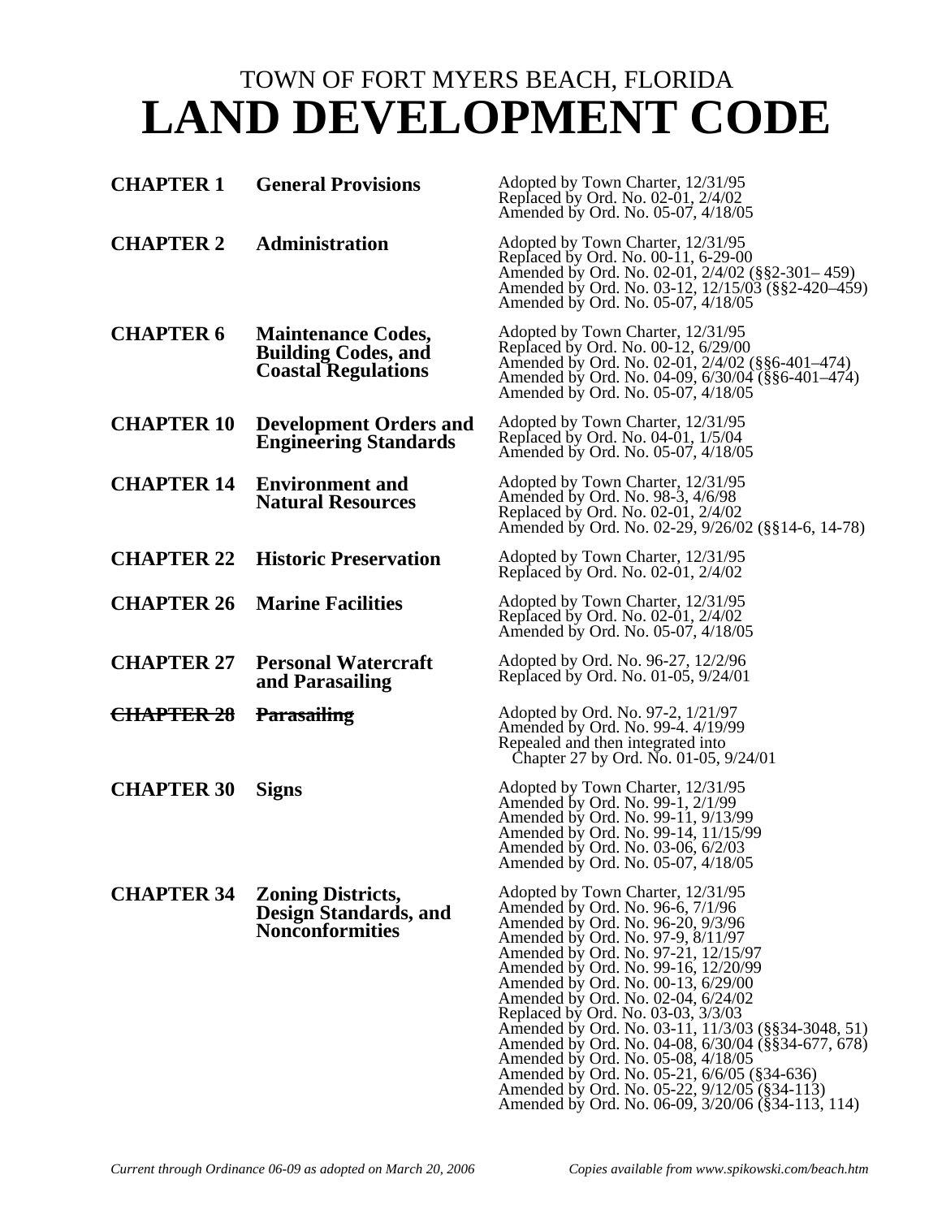# TOWN OF FORT MYERS BEACH, FLORIDA
# LAND DEVELOPMENT CODE

| | | |
|---|---|---|
| **CHAPTER 1** | **General Provisions** | Adopted by Town Charter, 12/31/95<br>Replaced by Ord. No. 02-01, 2/4/02<br>Amended by Ord. No. 05-07, 4/18/05 |
| **CHAPTER 2** | **Administration** | Adopted by Town Charter, 12/31/95<br>Replaced by Ord. No. 00-11, 6-29-00<br>Amended by Ord. No. 02-01, 2/4/02 (§§2-301– 459)<br>Amended by Ord. No. 03-12, 12/15/03 (§§2-420–459)<br>Amended by Ord. No. 05-07, 4/18/05 |
| **CHAPTER 6** | **Maintenance Codes, Building Codes, and Coastal Regulations** | Adopted by Town Charter, 12/31/95<br>Replaced by Ord. No. 00-12, 6/29/00<br>Amended by Ord. No. 02-01, 2/4/02 (§§6-401–474)<br>Amended by Ord. No. 04-09, 6/30/04 (§§6-401–474)<br>Amended by Ord. No. 05-07, 4/18/05 |
| **CHAPTER 10** | **Development Orders and Engineering Standards** | Adopted by Town Charter, 12/31/95<br>Replaced by Ord. No. 04-01, 1/5/04<br>Amended by Ord. No. 05-07, 4/18/05 |
| **CHAPTER 14** | **Environment and Natural Resources** | Adopted by Town Charter, 12/31/95<br>Amended by Ord. No. 98-3, 4/6/98<br>Replaced by Ord. No. 02-01, 2/4/02<br>Amended by Ord. No. 02-29, 9/26/02 (§§14-6, 14-78) |
| **CHAPTER 22** | **Historic Preservation** | Adopted by Town Charter, 12/31/95<br>Replaced by Ord. No. 02-01, 2/4/02 |
| **CHAPTER 26** | **Marine Facilities** | Adopted by Town Charter, 12/31/95<br>Replaced by Ord. No. 02-01, 2/4/02<br>Amended by Ord. No. 05-07, 4/18/05 |
| **CHAPTER 27** | **Personal Watercraft and Parasailing** | Adopted by Ord. No. 96-27, 12/2/96<br>Replaced by Ord. No. 01-05, 9/24/01 |
| ~~**CHAPTER 28**~~ | ~~**Parasailing**~~ | Adopted by Ord. No. 97-2, 1/21/97<br>Amended by Ord. No. 99-4. 4/19/99<br>Repealed and then integrated into Chapter 27 by Ord. No. 01-05, 9/24/01 |
| **CHAPTER 30** | **Signs** | Adopted by Town Charter, 12/31/95<br>Amended by Ord. No. 99-1, 2/1/99<br>Amended by Ord. No. 99-11, 9/13/99<br>Amended by Ord. No. 99-14, 11/15/99<br>Amended by Ord. No. 03-06, 6/2/03<br>Amended by Ord. No. 05-07, 4/18/05 |
| **CHAPTER 34** | **Zoning Districts, Design Standards, and Nonconformities** | Adopted by Town Charter, 12/31/95<br>Amended by Ord. No. 96-6, 7/1/96<br>Amended by Ord. No. 96-20, 9/3/96<br>Amended by Ord. No. 97-9, 8/11/97<br>Amended by Ord. No. 97-21, 12/15/97<br>Amended by Ord. No. 99-16, 12/20/99<br>Amended by Ord. No. 00-13, 6/29/00<br>Amended by Ord. No. 02-04, 6/24/02<br>Replaced by Ord. No. 03-03, 3/3/03<br>Amended by Ord. No. 03-11, 11/3/03 (§§34-3048, 51)<br>Amended by Ord. No. 04-08, 6/30/04 (§§34-677, 678)<br>Amended by Ord. No. 05-08, 4/18/05<br>Amended by Ord. No. 05-21, 6/6/05 (§34-636)<br>Amended by Ord. No. 05-22, 9/12/05 (§34-113)<br>Amended by Ord. No. 06-09, 3/20/06 (§34-113, 114) |

*Current through Ordinance 06-09 as adopted on March 20, 2006*

*Copies available from www.spikowski.com/beach.htm*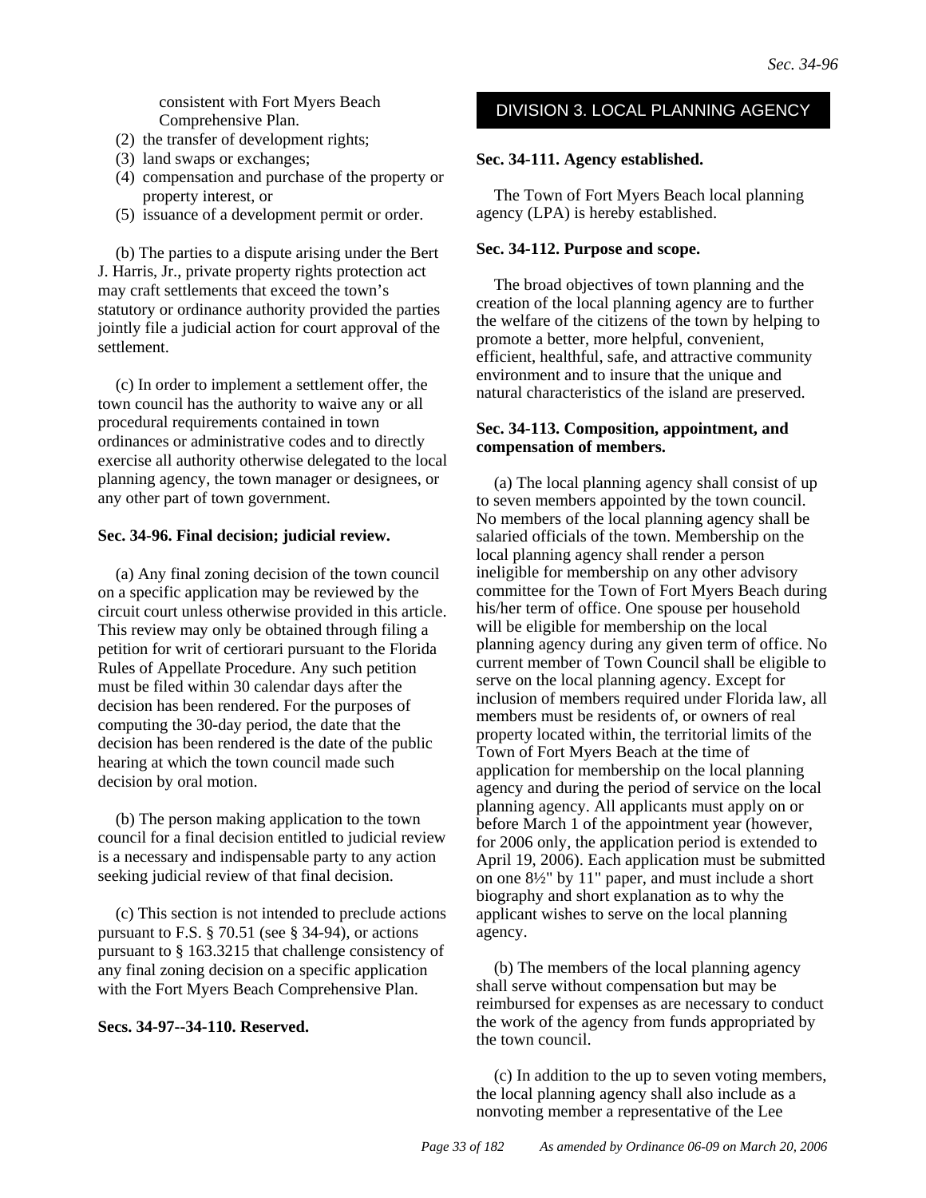consistent with Fort Myers Beach Comprehensive Plan.

(2) the transfer of development rights;
(3) land swaps or exchanges;
(4) compensation and purchase of the property or property interest, or
(5) issuance of a development permit or order.

(b) The parties to a dispute arising under the Bert J. Harris, Jr., private property rights protection act may craft settlements that exceed the town's statutory or ordinance authority provided the parties jointly file a judicial action for court approval of the settlement.

(c) In order to implement a settlement offer, the town council has the authority to waive any or all procedural requirements contained in town ordinances or administrative codes and to directly exercise all authority otherwise delegated to the local planning agency, the town manager or designees, or any other part of town government.

**Sec. 34-96. Final decision; judicial review.**

(a) Any final zoning decision of the town council on a specific application may be reviewed by the circuit court unless otherwise provided in this article. This review may only be obtained through filing a petition for writ of certiorari pursuant to the Florida Rules of Appellate Procedure. Any such petition must be filed within 30 calendar days after the decision has been rendered. For the purposes of computing the 30-day period, the date that the decision has been rendered is the date of the public hearing at which the town council made such decision by oral motion.

(b) The person making application to the town council for a final decision entitled to judicial review is a necessary and indispensable party to any action seeking judicial review of that final decision.

(c) This section is not intended to preclude actions pursuant to F.S. § 70.51 (see § 34-94), or actions pursuant to § 163.3215 that challenge consistency of any final zoning decision on a specific application with the Fort Myers Beach Comprehensive Plan.

**Secs. 34-97--34-110. Reserved.**

## DIVISION 3. LOCAL PLANNING AGENCY

**Sec. 34-111. Agency established.**

The Town of Fort Myers Beach local planning agency (LPA) is hereby established.

**Sec. 34-112. Purpose and scope.**

The broad objectives of town planning and the creation of the local planning agency are to further the welfare of the citizens of the town by helping to promote a better, more helpful, convenient, efficient, healthful, safe, and attractive community environment and to insure that the unique and natural characteristics of the island are preserved.

**Sec. 34-113. Composition, appointment, and compensation of members.**

(a) The local planning agency shall consist of up to seven members appointed by the town council. No members of the local planning agency shall be salaried officials of the town. Membership on the local planning agency shall render a person ineligible for membership on any other advisory committee for the Town of Fort Myers Beach during his/her term of office. One spouse per household will be eligible for membership on the local planning agency during any given term of office. No current member of Town Council shall be eligible to serve on the local planning agency. Except for inclusion of members required under Florida law, all members must be residents of, or owners of real property located within, the territorial limits of the Town of Fort Myers Beach at the time of application for membership on the local planning agency and during the period of service on the local planning agency. All applicants must apply on or before March 1 of the appointment year (however, for 2006 only, the application period is extended to April 19, 2006). Each application must be submitted on one 8½" by 11" paper, and must include a short biography and short explanation as to why the applicant wishes to serve on the local planning agency.

(b) The members of the local planning agency shall serve without compensation but may be reimbursed for expenses as are necessary to conduct the work of the agency from funds appropriated by the town council.

(c) In addition to the up to seven voting members, the local planning agency shall also include as a nonvoting member a representative of the Lee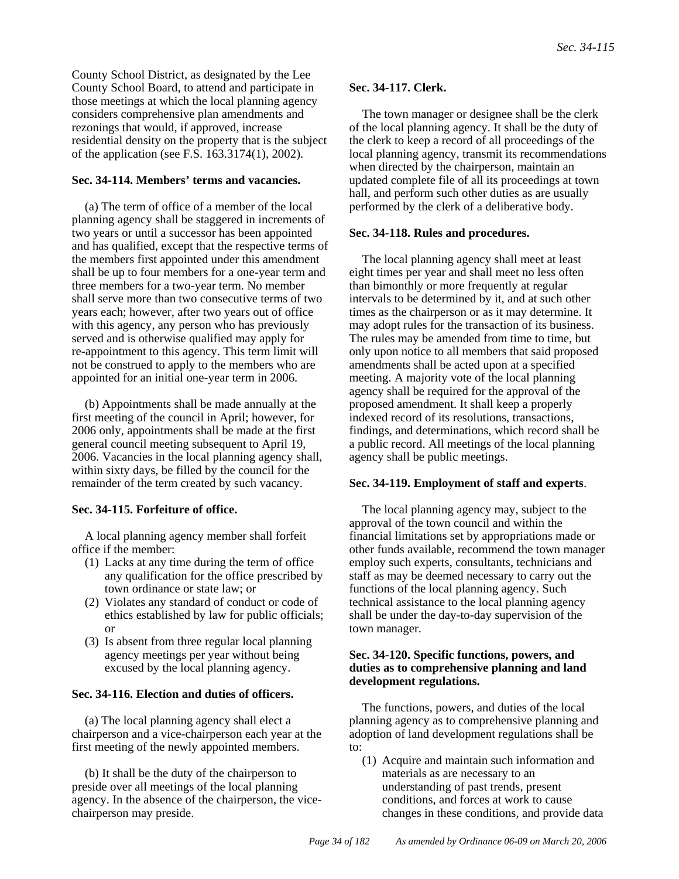County School District, as designated by the Lee County School Board, to attend and participate in those meetings at which the local planning agency considers comprehensive plan amendments and rezonings that would, if approved, increase residential density on the property that is the subject of the application (see F.S. 163.3174(1), 2002).

**Sec. 34-114. Members' terms and vacancies.**

(a) The term of office of a member of the local planning agency shall be staggered in increments of two years or until a successor has been appointed and has qualified, except that the respective terms of the members first appointed under this amendment shall be up to four members for a one-year term and three members for a two-year term. No member shall serve more than two consecutive terms of two years each; however, after two years out of office with this agency, any person who has previously served and is otherwise qualified may apply for re-appointment to this agency. This term limit will not be construed to apply to the members who are appointed for an initial one-year term in 2006.

(b) Appointments shall be made annually at the first meeting of the council in April; however, for 2006 only, appointments shall be made at the first general council meeting subsequent to April 19, 2006. Vacancies in the local planning agency shall, within sixty days, be filled by the council for the remainder of the term created by such vacancy.

**Sec. 34-115. Forfeiture of office.**

A local planning agency member shall forfeit office if the member:

(1) Lacks at any time during the term of office any qualification for the office prescribed by town ordinance or state law; or
(2) Violates any standard of conduct or code of ethics established by law for public officials; or
(3) Is absent from three regular local planning agency meetings per year without being excused by the local planning agency.

**Sec. 34-116. Election and duties of officers.**

(a) The local planning agency shall elect a chairperson and a vice-chairperson each year at the first meeting of the newly appointed members.

(b) It shall be the duty of the chairperson to preside over all meetings of the local planning agency. In the absence of the chairperson, the vice-chairperson may preside.

**Sec. 34-117. Clerk.**

The town manager or designee shall be the clerk of the local planning agency. It shall be the duty of the clerk to keep a record of all proceedings of the local planning agency, transmit its recommendations when directed by the chairperson, maintain an updated complete file of all its proceedings at town hall, and perform such other duties as are usually performed by the clerk of a deliberative body.

**Sec. 34-118. Rules and procedures.**

The local planning agency shall meet at least eight times per year and shall meet no less often than bimonthly or more frequently at regular intervals to be determined by it, and at such other times as the chairperson or as it may determine. It may adopt rules for the transaction of its business. The rules may be amended from time to time, but only upon notice to all members that said proposed amendments shall be acted upon at a specified meeting. A majority vote of the local planning agency shall be required for the approval of the proposed amendment. It shall keep a properly indexed record of its resolutions, transactions, findings, and determinations, which record shall be a public record. All meetings of the local planning agency shall be public meetings.

**Sec. 34-119. Employment of staff and experts.**

The local planning agency may, subject to the approval of the town council and within the financial limitations set by appropriations made or other funds available, recommend the town manager employ such experts, consultants, technicians and staff as may be deemed necessary to carry out the functions of the local planning agency. Such technical assistance to the local planning agency shall be under the day-to-day supervision of the town manager.

**Sec. 34-120. Specific functions, powers, and duties as to comprehensive planning and land development regulations.**

The functions, powers, and duties of the local planning agency as to comprehensive planning and adoption of land development regulations shall be to:

(1) Acquire and maintain such information and materials as are necessary to an understanding of past trends, present conditions, and forces at work to cause changes in these conditions, and provide data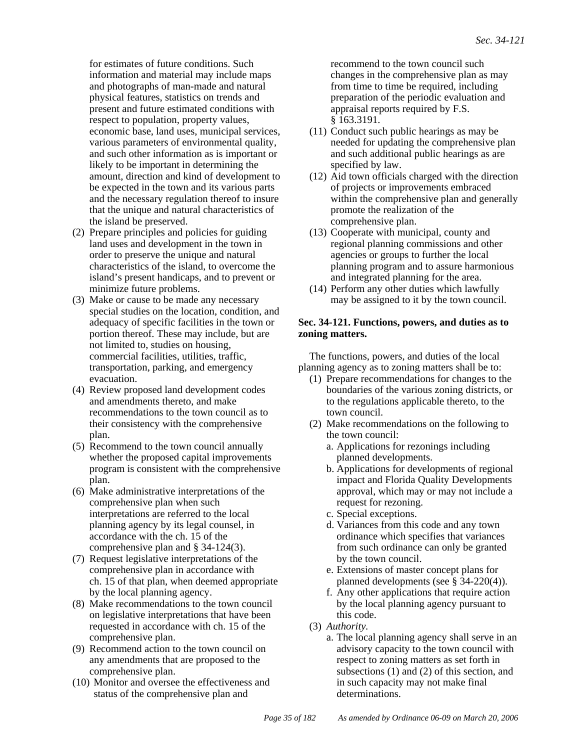for estimates of future conditions. Such information and material may include maps and photographs of man-made and natural physical features, statistics on trends and present and future estimated conditions with respect to population, property values, economic base, land uses, municipal services, various parameters of environmental quality, and such other information as is important or likely to be important in determining the amount, direction and kind of development to be expected in the town and its various parts and the necessary regulation thereof to insure that the unique and natural characteristics of the island be preserved.

(2) Prepare principles and policies for guiding land uses and development in the town in order to preserve the unique and natural characteristics of the island, to overcome the island's present handicaps, and to prevent or minimize future problems.

(3) Make or cause to be made any necessary special studies on the location, condition, and adequacy of specific facilities in the town or portion thereof. These may include, but are not limited to, studies on housing, commercial facilities, utilities, traffic, transportation, parking, and emergency evacuation.

(4) Review proposed land development codes and amendments thereto, and make recommendations to the town council as to their consistency with the comprehensive plan.

(5) Recommend to the town council annually whether the proposed capital improvements program is consistent with the comprehensive plan.

(6) Make administrative interpretations of the comprehensive plan when such interpretations are referred to the local planning agency by its legal counsel, in accordance with the ch. 15 of the comprehensive plan and § 34-124(3).

(7) Request legislative interpretations of the comprehensive plan in accordance with ch. 15 of that plan, when deemed appropriate by the local planning agency.

(8) Make recommendations to the town council on legislative interpretations that have been requested in accordance with ch. 15 of the comprehensive plan.

(9) Recommend action to the town council on any amendments that are proposed to the comprehensive plan.

(10) Monitor and oversee the effectiveness and status of the comprehensive plan and recommend to the town council such changes in the comprehensive plan as may from time to time be required, including preparation of the periodic evaluation and appraisal reports required by F.S. § 163.3191.

(11) Conduct such public hearings as may be needed for updating the comprehensive plan and such additional public hearings as are specified by law.

(12) Aid town officials charged with the direction of projects or improvements embraced within the comprehensive plan and generally promote the realization of the comprehensive plan.

(13) Cooperate with municipal, county and regional planning commissions and other agencies or groups to further the local planning program and to assure harmonious and integrated planning for the area.

(14) Perform any other duties which lawfully may be assigned to it by the town council.

**Sec. 34-121. Functions, powers, and duties as to zoning matters.**

The functions, powers, and duties of the local planning agency as to zoning matters shall be to:

(1) Prepare recommendations for changes to the boundaries of the various zoning districts, or to the regulations applicable thereto, to the town council.

(2) Make recommendations on the following to the town council:
   a. Applications for rezonings including planned developments.
   b. Applications for developments of regional impact and Florida Quality Developments approval, which may or may not include a request for rezoning.
   c. Special exceptions.
   d. Variances from this code and any town ordinance which specifies that variances from such ordinance can only be granted by the town council.
   e. Extensions of master concept plans for planned developments (see § 34-220(4)).
   f. Any other applications that require action by the local planning agency pursuant to this code.

(3) *Authority.*
   a. The local planning agency shall serve in an advisory capacity to the town council with respect to zoning matters as set forth in subsections (1) and (2) of this section, and in such capacity may not make final determinations.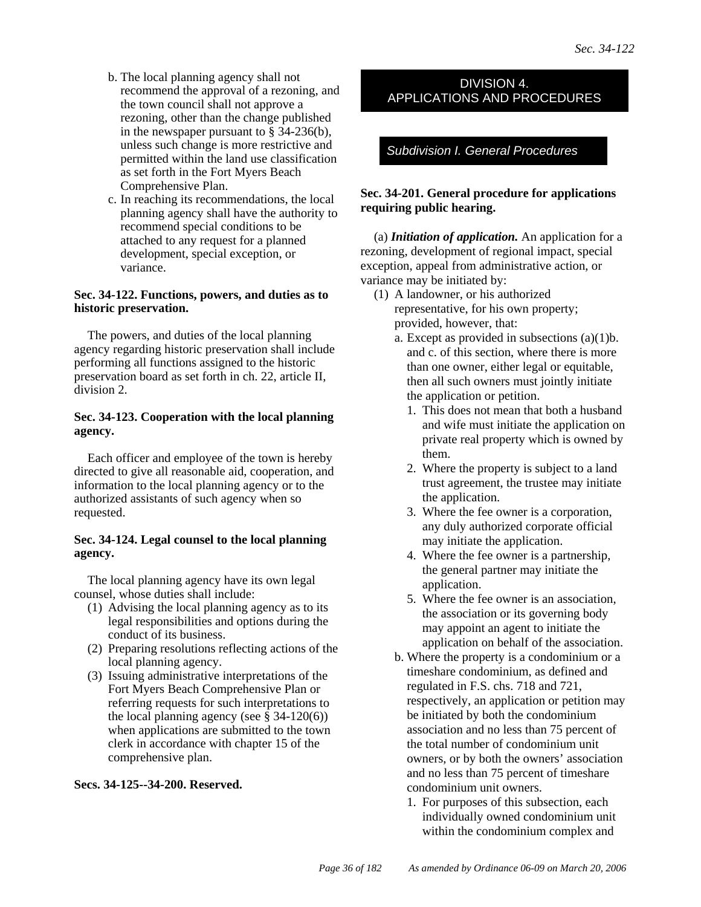b. The local planning agency shall not recommend the approval of a rezoning, and the town council shall not approve a rezoning, other than the change published in the newspaper pursuant to § 34-236(b), unless such change is more restrictive and permitted within the land use classification as set forth in the Fort Myers Beach Comprehensive Plan.

c. In reaching its recommendations, the local planning agency shall have the authority to recommend special conditions to be attached to any request for a planned development, special exception, or variance.

**Sec. 34-122. Functions, powers, and duties as to historic preservation.**

The powers, and duties of the local planning agency regarding historic preservation shall include performing all functions assigned to the historic preservation board as set forth in ch. 22, article II, division 2.

**Sec. 34-123. Cooperation with the local planning agency.**

Each officer and employee of the town is hereby directed to give all reasonable aid, cooperation, and information to the local planning agency or to the authorized assistants of such agency when so requested.

**Sec. 34-124. Legal counsel to the local planning agency.**

The local planning agency have its own legal counsel, whose duties shall include:

(1) Advising the local planning agency as to its legal responsibilities and options during the conduct of its business.
(2) Preparing resolutions reflecting actions of the local planning agency.
(3) Issuing administrative interpretations of the Fort Myers Beach Comprehensive Plan or referring requests for such interpretations to the local planning agency (see § 34-120(6)) when applications are submitted to the town clerk in accordance with chapter 15 of the comprehensive plan.

**Secs. 34-125--34-200. Reserved.**

## DIVISION 4. APPLICATIONS AND PROCEDURES

### *Subdivision I. General Procedures*

**Sec. 34-201. General procedure for applications requiring public hearing.**

(a) ***Initiation of application.*** An application for a rezoning, development of regional impact, special exception, appeal from administrative action, or variance may be initiated by:

(1) A landowner, or his authorized representative, for his own property; provided, however, that:

a. Except as provided in subsections (a)(1)b. and c. of this section, where there is more than one owner, either legal or equitable, then all such owners must jointly initiate the application or petition.

1. This does not mean that both a husband and wife must initiate the application on private real property which is owned by them.
2. Where the property is subject to a land trust agreement, the trustee may initiate the application.
3. Where the fee owner is a corporation, any duly authorized corporate official may initiate the application.
4. Where the fee owner is a partnership, the general partner may initiate the application.
5. Where the fee owner is an association, the association or its governing body may appoint an agent to initiate the application on behalf of the association.

b. Where the property is a condominium or a timeshare condominium, as defined and regulated in F.S. chs. 718 and 721, respectively, an application or petition may be initiated by both the condominium association and no less than 75 percent of the total number of condominium unit owners, or by both the owners' association and no less than 75 percent of timeshare condominium unit owners.

1. For purposes of this subsection, each individually owned condominium unit within the condominium complex and